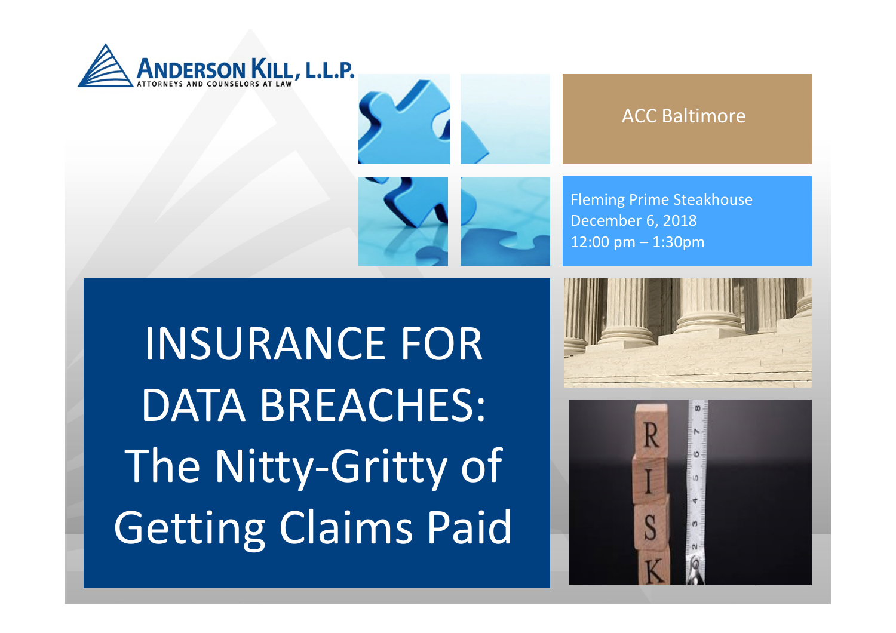ANDERSON KILL, L.L.P.
ATTORNEYS AND COUNSELORS AT LAW

ACC Baltimore

Fleming Prime Steakhouse
December 6, 2018
12:00 pm – 1:30pm

# INSURANCE FOR DATA BREACHES: The Nitty-Gritty of Getting Claims Paid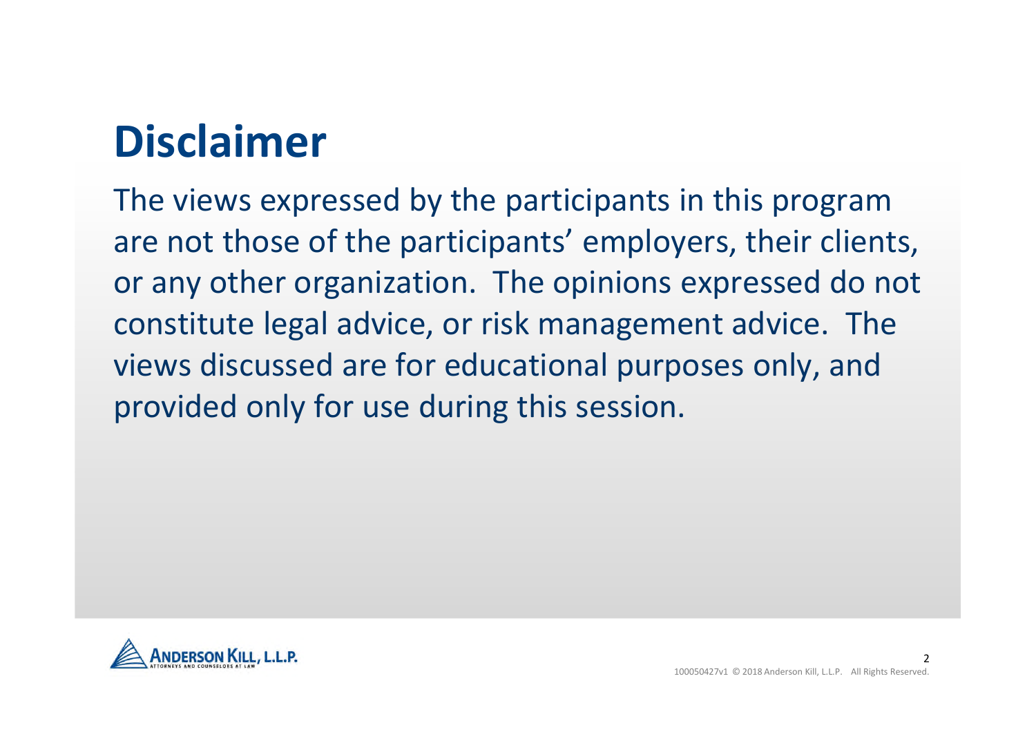# Disclaimer

The views expressed by the participants in this program are not those of the participants' employers, their clients, or any other organization. The opinions expressed do not constitute legal advice, or risk management advice. The views discussed are for educational purposes only, and provided only for use during this session.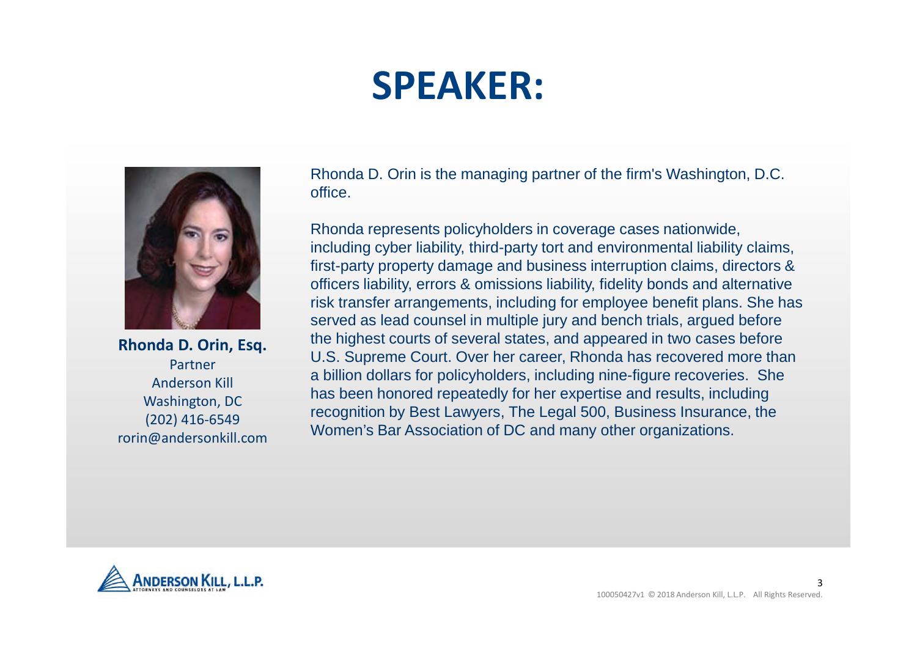# SPEAKER:

**Rhonda D. Orin, Esq.**
Partner
Anderson Kill
Washington, DC
(202) 416-6549
rorin@andersonkill.com

Rhonda D. Orin is the managing partner of the firm's Washington, D.C. office.

Rhonda represents policyholders in coverage cases nationwide, including cyber liability, third-party tort and environmental liability claims, first-party property damage and business interruption claims, directors & officers liability, errors & omissions liability, fidelity bonds and alternative risk transfer arrangements, including for employee benefit plans. She has served as lead counsel in multiple jury and bench trials, argued before the highest courts of several states, and appeared in two cases before U.S. Supreme Court. Over her career, Rhonda has recovered more than a billion dollars for policyholders, including nine-figure recoveries. She has been honored repeatedly for her expertise and results, including recognition by Best Lawyers, The Legal 500, Business Insurance, the Women's Bar Association of DC and many other organizations.

100050427v1 © 2018 Anderson Kill, L.L.P. All Rights Reserved.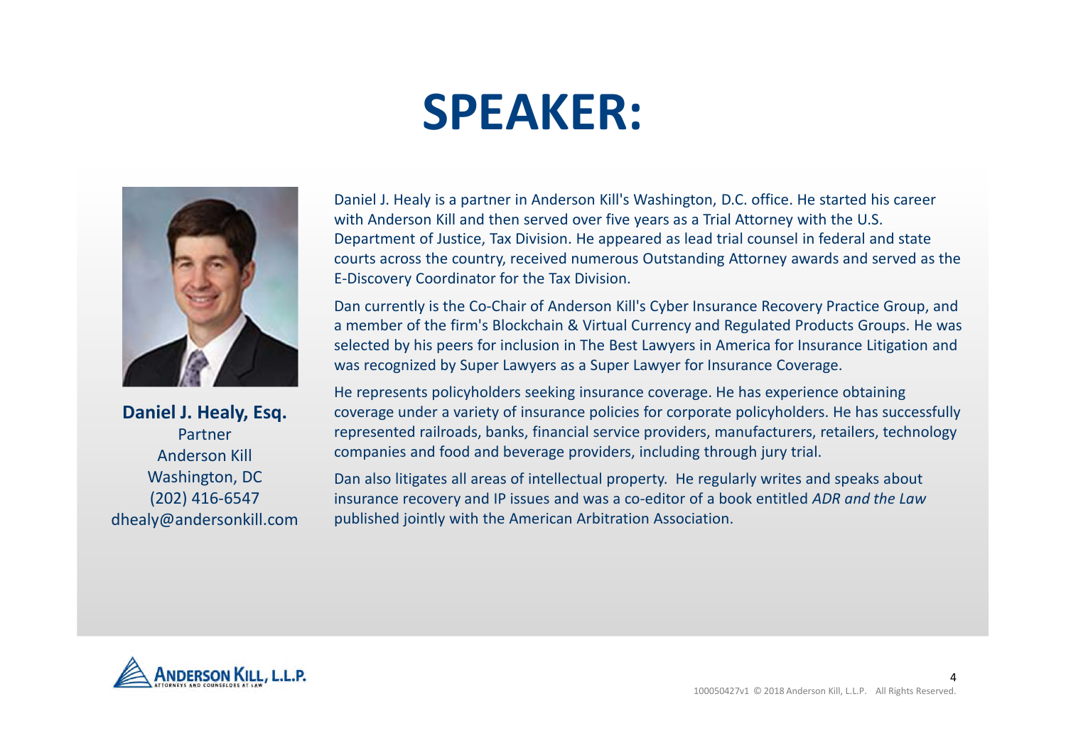# SPEAKER:

**Daniel J. Healy, Esq.**
Partner
Anderson Kill
Washington, DC
(202) 416-6547
dhealy@andersonkill.com

Daniel J. Healy is a partner in Anderson Kill's Washington, D.C. office. He started his career with Anderson Kill and then served over five years as a Trial Attorney with the U.S. Department of Justice, Tax Division. He appeared as lead trial counsel in federal and state courts across the country, received numerous Outstanding Attorney awards and served as the E-Discovery Coordinator for the Tax Division.

Dan currently is the Co-Chair of Anderson Kill's Cyber Insurance Recovery Practice Group, and a member of the firm's Blockchain & Virtual Currency and Regulated Products Groups. He was selected by his peers for inclusion in The Best Lawyers in America for Insurance Litigation and was recognized by Super Lawyers as a Super Lawyer for Insurance Coverage.

He represents policyholders seeking insurance coverage. He has experience obtaining coverage under a variety of insurance policies for corporate policyholders. He has successfully represented railroads, banks, financial service providers, manufacturers, retailers, technology companies and food and beverage providers, including through jury trial.

Dan also litigates all areas of intellectual property. He regularly writes and speaks about insurance recovery and IP issues and was a co-editor of a book entitled *ADR and the Law* published jointly with the American Arbitration Association.

100050427v1 © 2018 Anderson Kill, L.L.P. All Rights Reserved.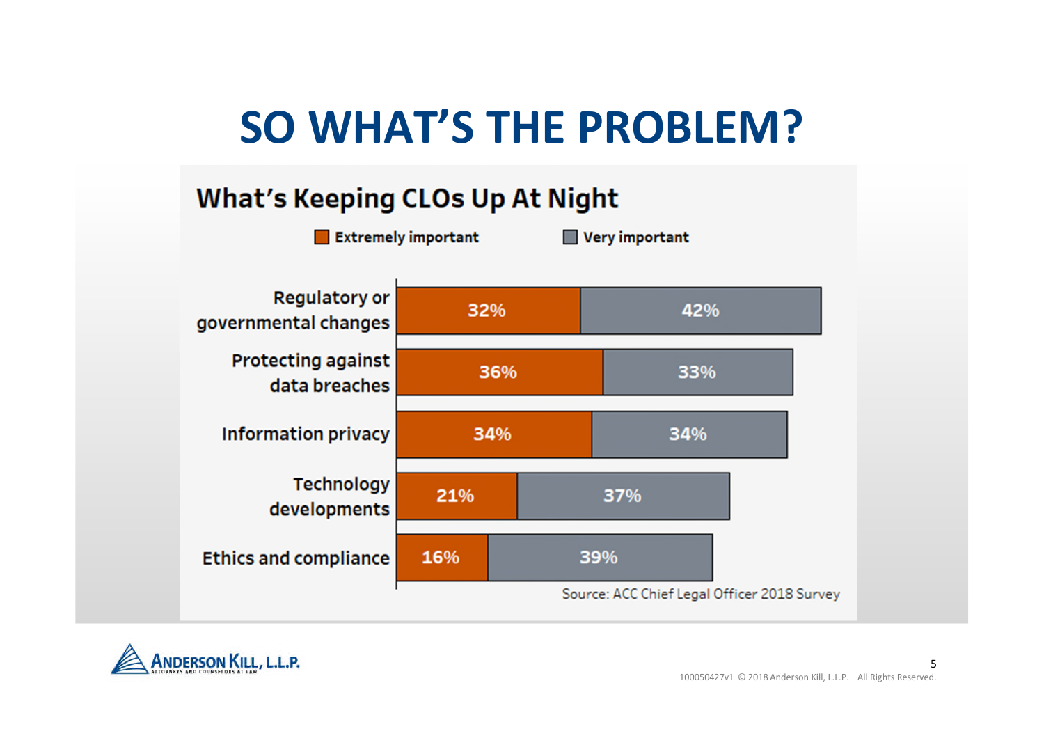# SO WHAT'S THE PROBLEM?

## What's Keeping CLOs Up At Night

| | Extremely important | Very important |
|---|---|---|
| Regulatory or governmental changes | 32% | 42% |
| Protecting against data breaches | 36% | 33% |
| Information privacy | 34% | 34% |
| Technology developments | 21% | 37% |
| Ethics and compliance | 16% | 39% |

Source: ACC Chief Legal Officer 2018 Survey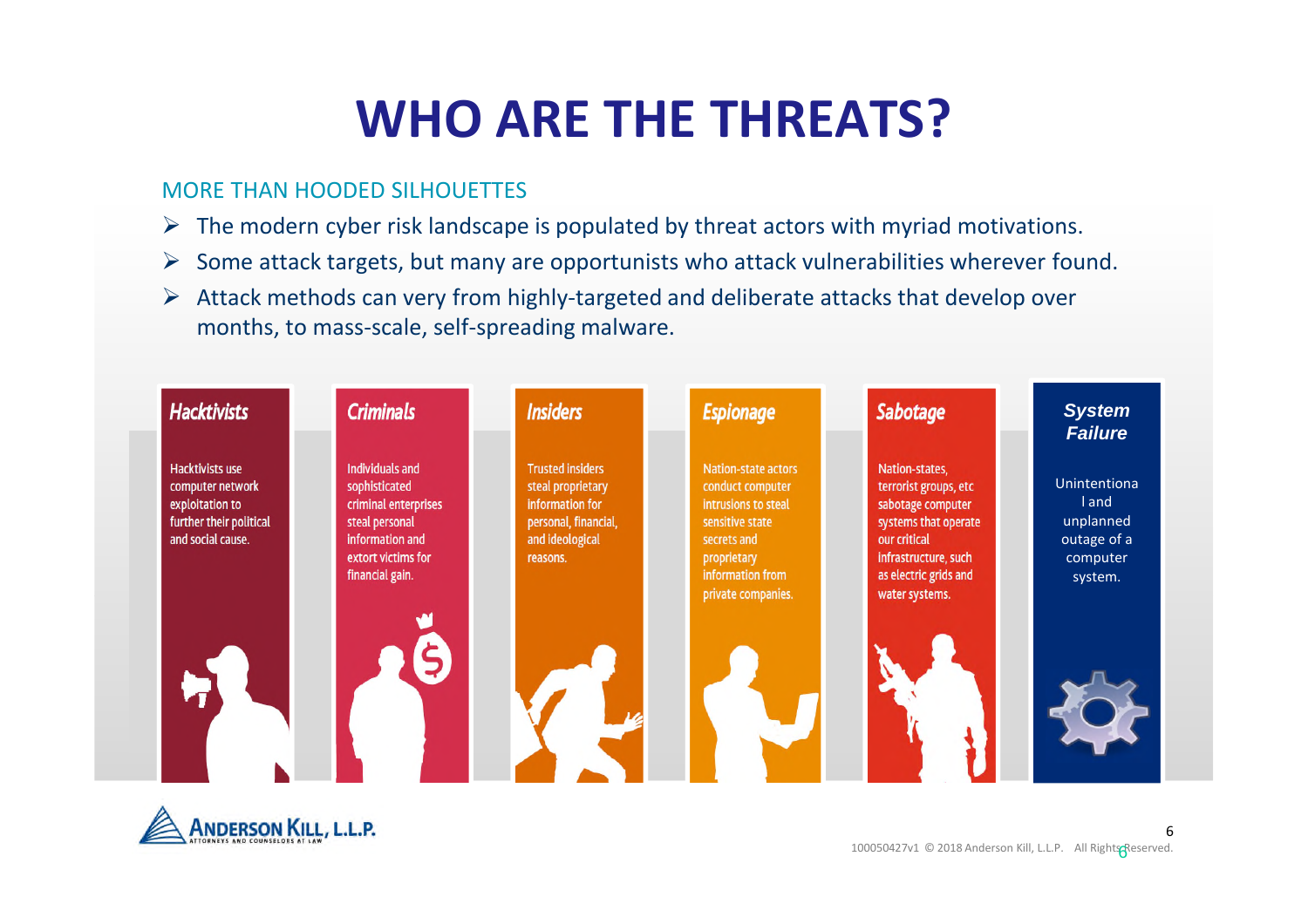# WHO ARE THE THREATS?

MORE THAN HOODED SILHOUETTES

- The modern cyber risk landscape is populated by threat actors with myriad motivations.
- Some attack targets, but many are opportunists who attack vulnerabilities wherever found.
- Attack methods can very from highly-targeted and deliberate attacks that develop over months, to mass-scale, self-spreading malware.

**Hacktivists**

Hacktivists use computer network exploitation to further their political and social cause.

**Criminals**

Individuals and sophisticated criminal enterprises steal personal information and extort victims for financial gain.

**Insiders**

Trusted insiders steal proprietary information for personal, financial, and ideological reasons.

**Espionage**

Nation-state actors conduct computer intrusions to steal sensitive state secrets and proprietary information from private companies.

**Sabotage**

Nation-states, terrorist groups, etc sabotage computer systems that operate our critical infrastructure, such as electric grids and water systems.

**System Failure**

Unintentional and unplanned outage of a computer system.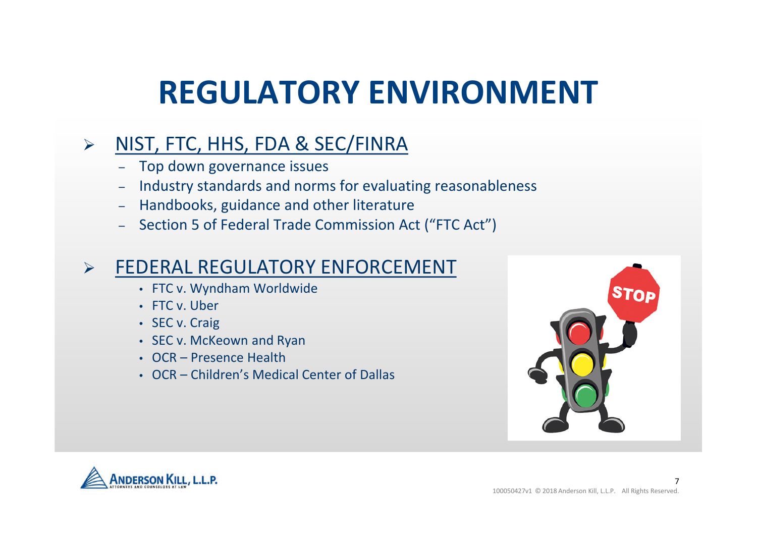# REGULATORY ENVIRONMENT

- NIST, FTC, HHS, FDA & SEC/FINRA
  - Top down governance issues
  - Industry standards and norms for evaluating reasonableness
  - Handbooks, guidance and other literature
  - Section 5 of Federal Trade Commission Act ("FTC Act")

- FEDERAL REGULATORY ENFORCEMENT
  - FTC v. Wyndham Worldwide
  - FTC v. Uber
  - SEC v. Craig
  - SEC v. McKeown and Ryan
  - OCR – Presence Health
  - OCR – Children's Medical Center of Dallas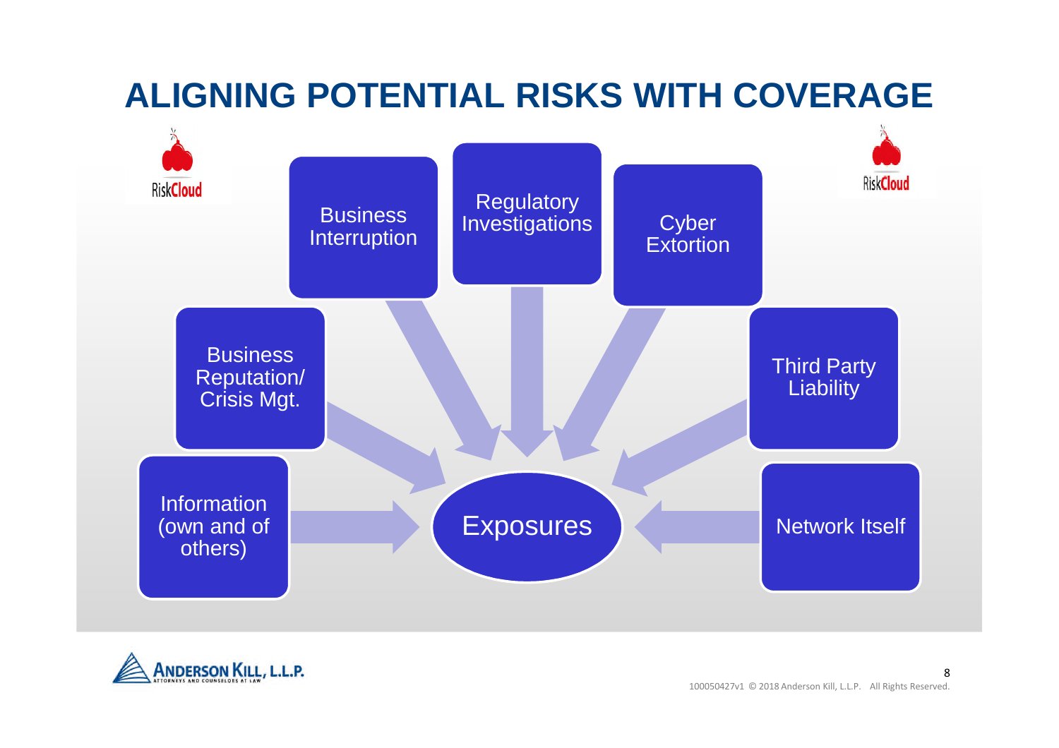# ALIGNING POTENTIAL RISKS WITH COVERAGE

RiskCloud

- Business Interruption
- Regulatory Investigations
- Cyber Extortion
- Business Reputation/ Crisis Mgt.
- Third Party Liability
- Information (own and of others)
- Network Itself

Exposures

ANDERSON KILL, L.L.P.
ATTORNEYS AND COUNSELORS AT LAW

100050427v1 © 2018 Anderson Kill, L.L.P. All Rights Reserved.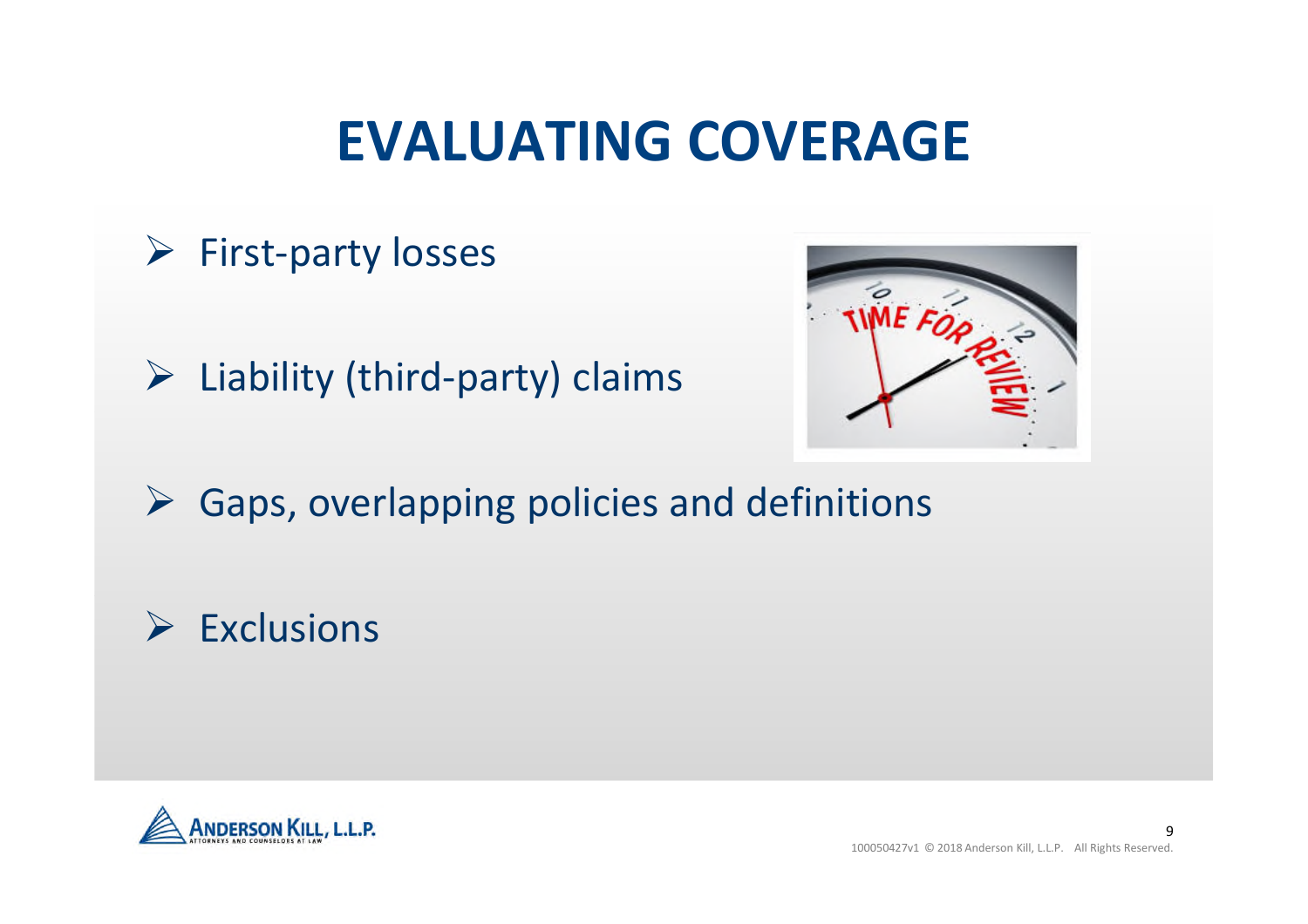# EVALUATING COVERAGE

- First-party losses
- Liability (third-party) claims
- Gaps, overlapping policies and definitions
- Exclusions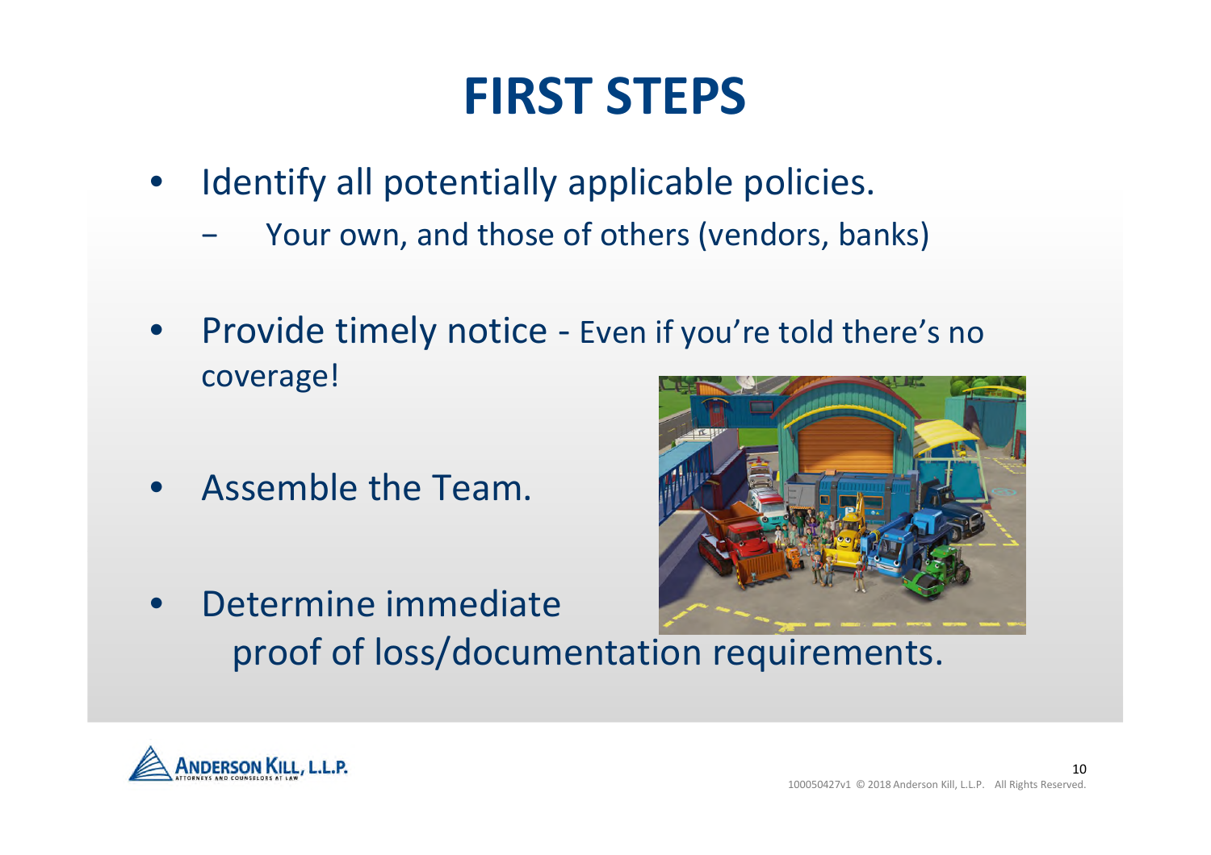# FIRST STEPS

- Identify all potentially applicable policies.
  - Your own, and those of others (vendors, banks)
- Provide timely notice - Even if you're told there's no coverage!
- Assemble the Team.
- Determine immediate proof of loss/documentation requirements.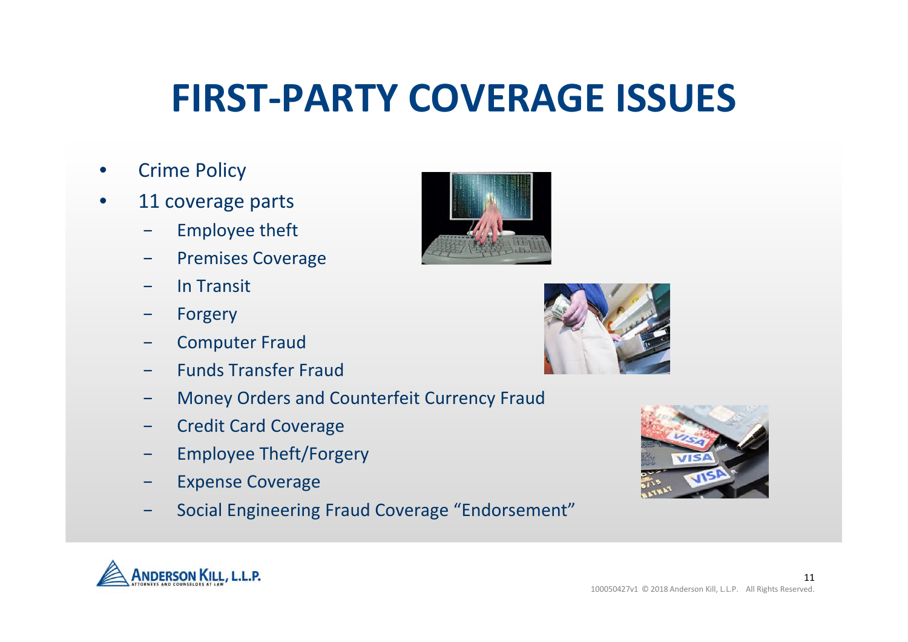# FIRST-PARTY COVERAGE ISSUES

- Crime Policy
- 11 coverage parts
  - Employee theft
  - Premises Coverage
  - In Transit
  - Forgery
  - Computer Fraud
  - Funds Transfer Fraud
  - Money Orders and Counterfeit Currency Fraud
  - Credit Card Coverage
  - Employee Theft/Forgery
  - Expense Coverage
  - Social Engineering Fraud Coverage “Endorsement”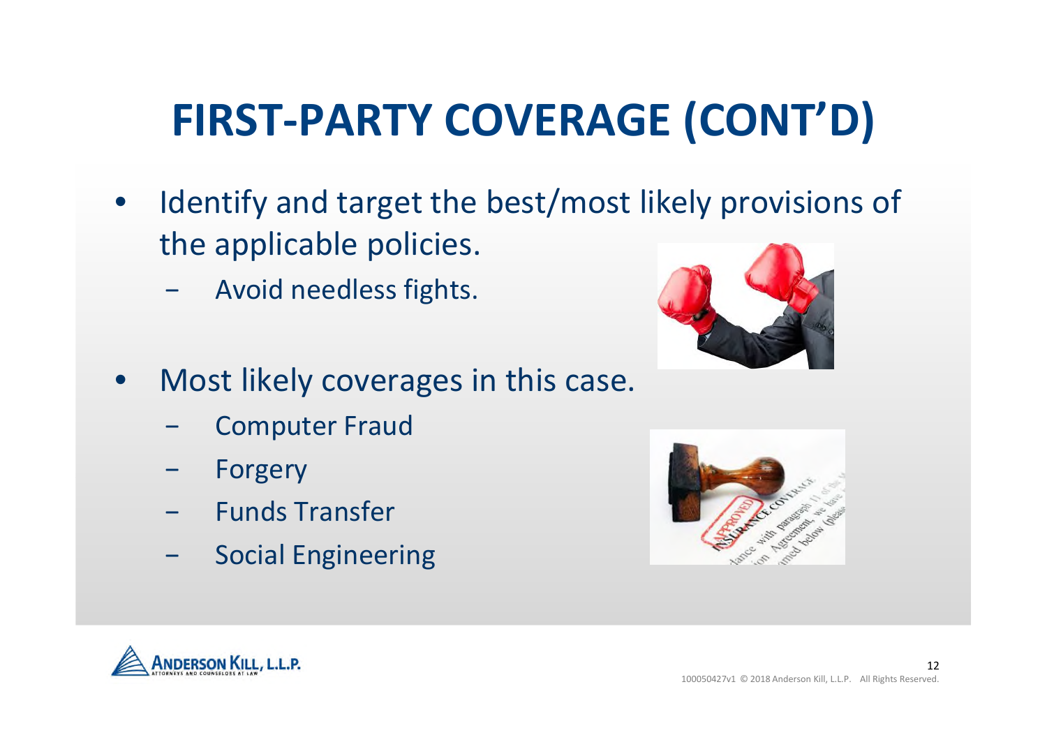# FIRST-PARTY COVERAGE (CONT'D)

- Identify and target the best/most likely provisions of the applicable policies.
  - Avoid needless fights.

- Most likely coverages in this case.
  - Computer Fraud
  - Forgery
  - Funds Transfer
  - Social Engineering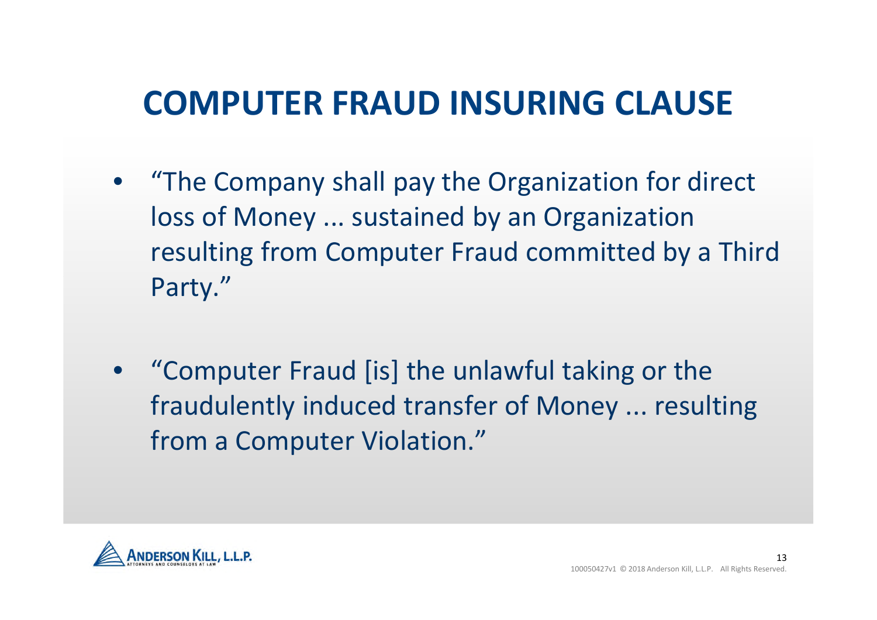# COMPUTER FRAUD INSURING CLAUSE

- "The Company shall pay the Organization for direct loss of Money ... sustained by an Organization resulting from Computer Fraud committed by a Third Party."

- "Computer Fraud [is] the unlawful taking or the fraudulently induced transfer of Money ... resulting from a Computer Violation."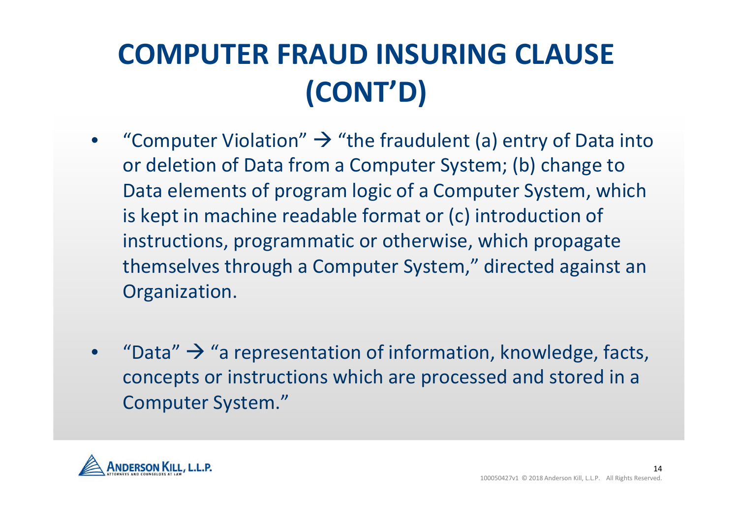# COMPUTER FRAUD INSURING CLAUSE (CONT'D)

- "Computer Violation" → "the fraudulent (a) entry of Data into or deletion of Data from a Computer System; (b) change to Data elements of program logic of a Computer System, which is kept in machine readable format or (c) introduction of instructions, programmatic or otherwise, which propagate themselves through a Computer System," directed against an Organization.

- "Data" → "a representation of information, knowledge, facts, concepts or instructions which are processed and stored in a Computer System."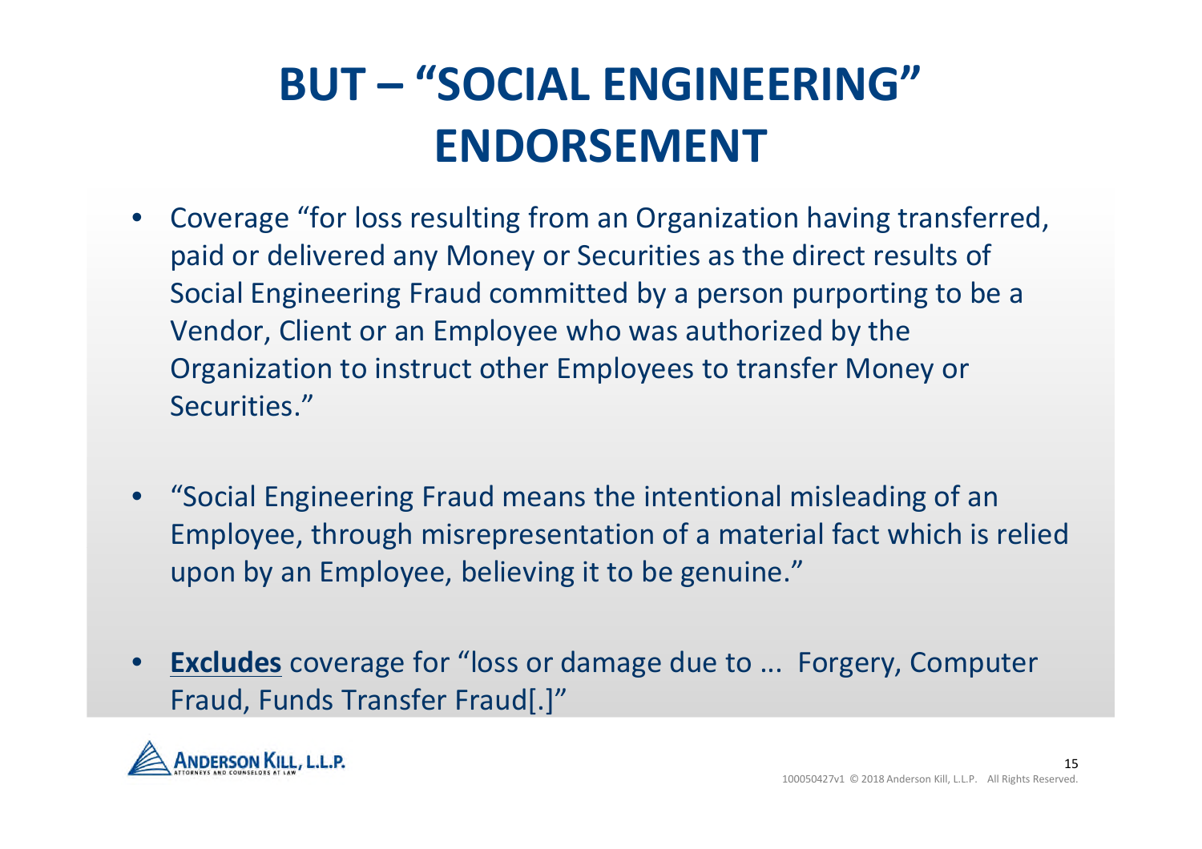# BUT – "SOCIAL ENGINEERING" ENDORSEMENT

- Coverage "for loss resulting from an Organization having transferred, paid or delivered any Money or Securities as the direct results of Social Engineering Fraud committed by a person purporting to be a Vendor, Client or an Employee who was authorized by the Organization to instruct other Employees to transfer Money or Securities."

- "Social Engineering Fraud means the intentional misleading of an Employee, through misrepresentation of a material fact which is relied upon by an Employee, believing it to be genuine."

- **Excludes** coverage for "loss or damage due to … Forgery, Computer Fraud, Funds Transfer Fraud[.]"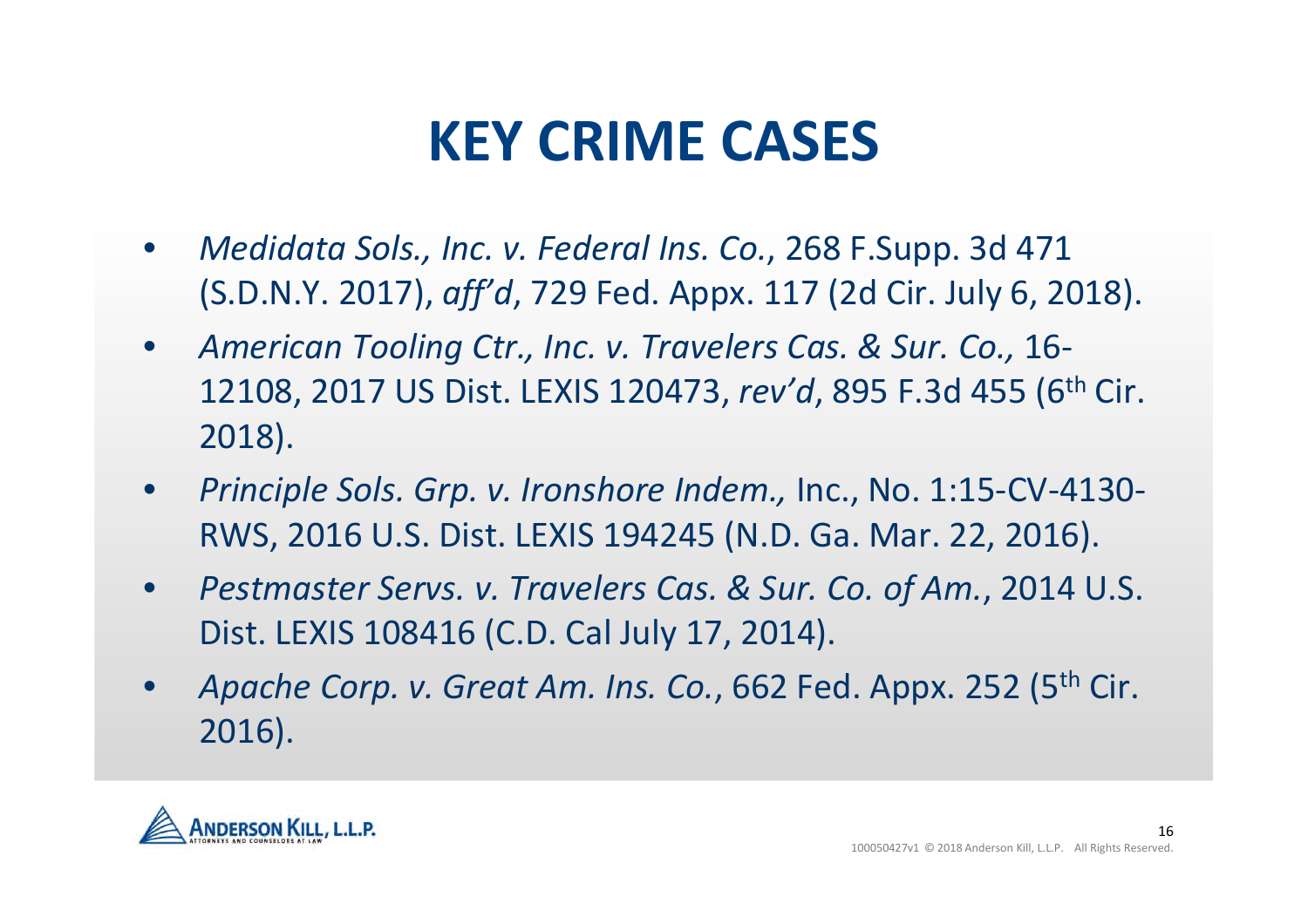# KEY CRIME CASES

- *Medidata Sols., Inc. v. Federal Ins. Co.*, 268 F.Supp. 3d 471 (S.D.N.Y. 2017), *aff'd*, 729 Fed. Appx. 117 (2d Cir. July 6, 2018).
- *American Tooling Ctr., Inc. v. Travelers Cas. & Sur. Co.,* 16-12108, 2017 US Dist. LEXIS 120473, *rev'd*, 895 F.3d 455 (6th Cir. 2018).
- *Principle Sols. Grp. v. Ironshore Indem.,* Inc., No. 1:15-CV-4130-RWS, 2016 U.S. Dist. LEXIS 194245 (N.D. Ga. Mar. 22, 2016).
- *Pestmaster Servs. v. Travelers Cas. & Sur. Co. of Am.*, 2014 U.S. Dist. LEXIS 108416 (C.D. Cal July 17, 2014).
- *Apache Corp. v. Great Am. Ins. Co.*, 662 Fed. Appx. 252 (5th Cir. 2016).

100050427v1 © 2018 Anderson Kill, L.L.P. All Rights Reserved.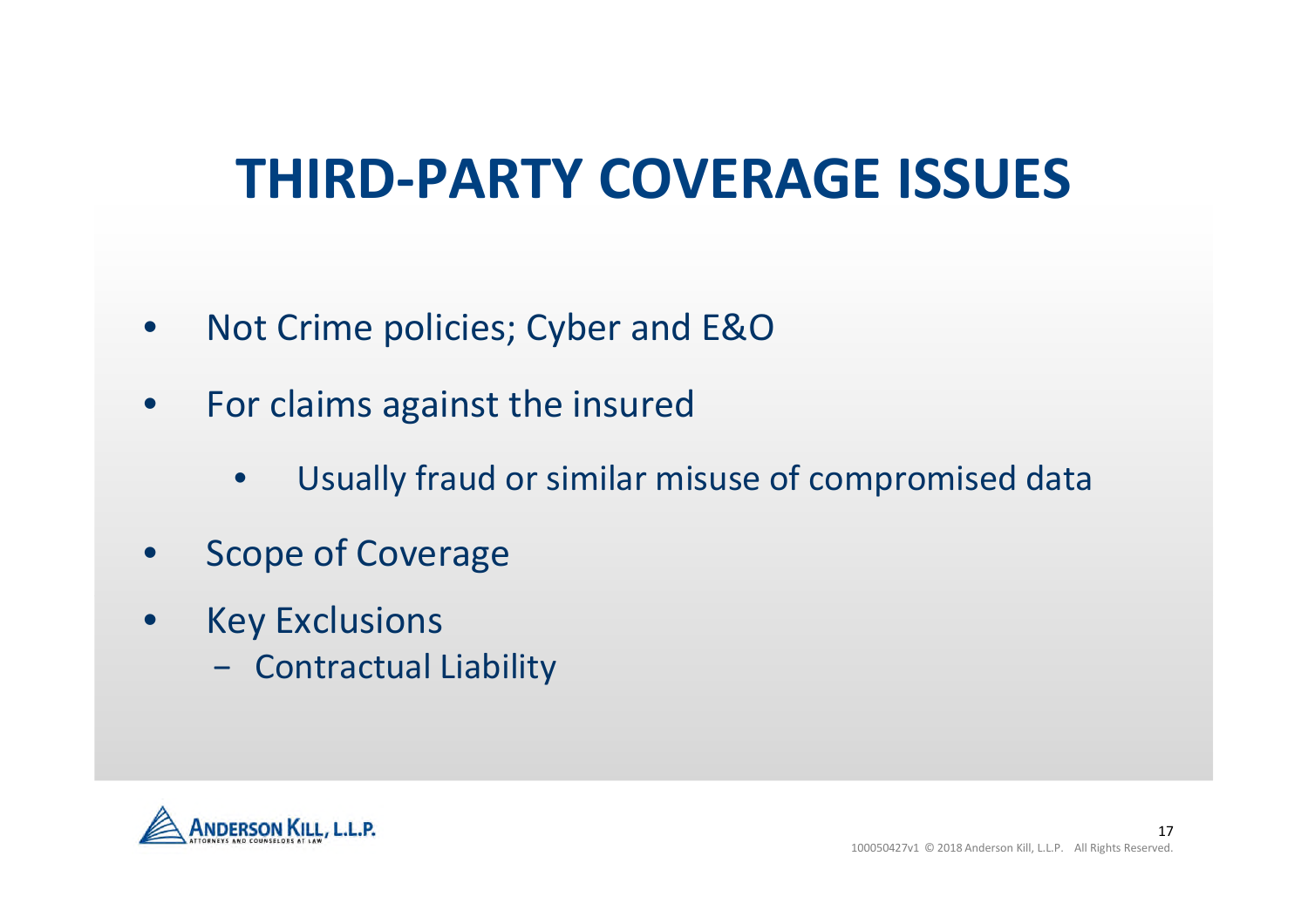# THIRD-PARTY COVERAGE ISSUES

- Not Crime policies; Cyber and E&O
- For claims against the insured
  - Usually fraud or similar misuse of compromised data
- Scope of Coverage
- Key Exclusions
  - Contractual Liability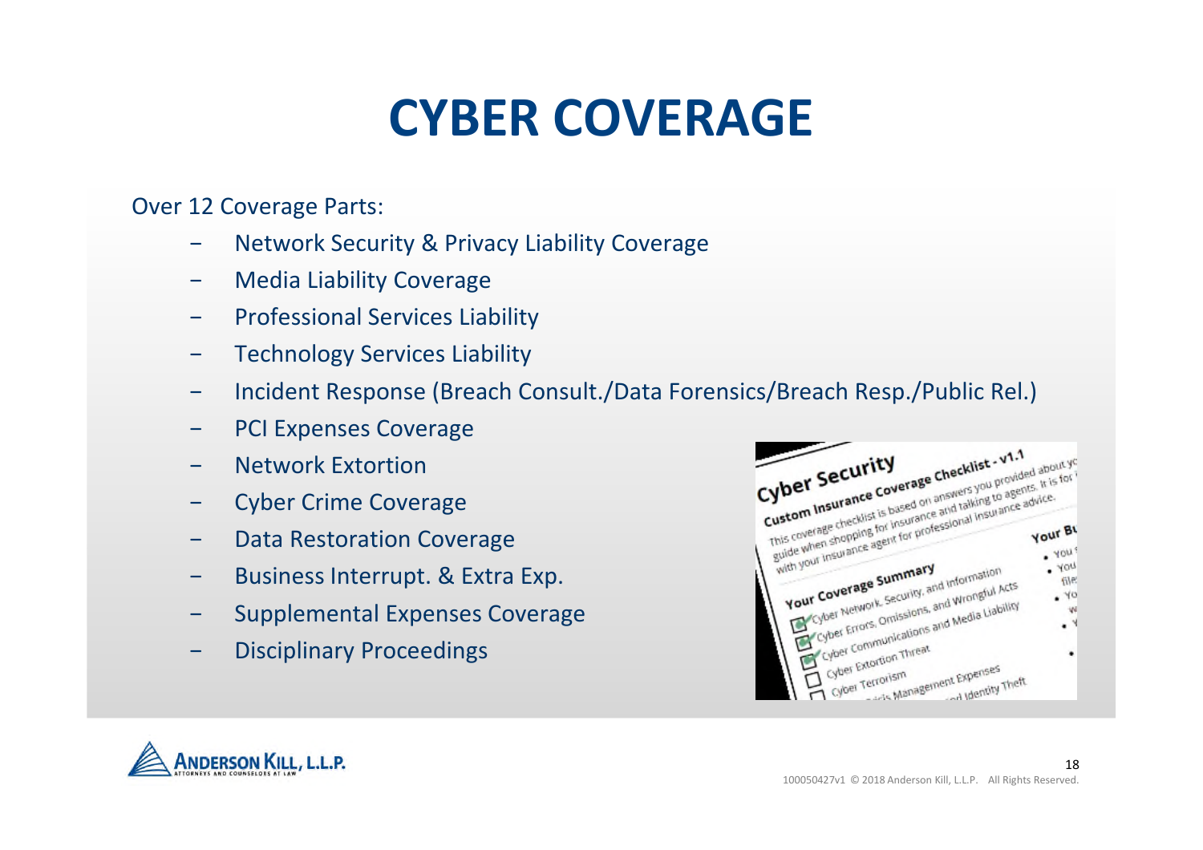# CYBER COVERAGE

Over 12 Coverage Parts:

- Network Security & Privacy Liability Coverage
- Media Liability Coverage
- Professional Services Liability
- Technology Services Liability
- Incident Response (Breach Consult./Data Forensics/Breach Resp./Public Rel.)
- PCI Expenses Coverage
- Network Extortion
- Cyber Crime Coverage
- Data Restoration Coverage
- Business Interrupt. & Extra Exp.
- Supplemental Expenses Coverage
- Disciplinary Proceedings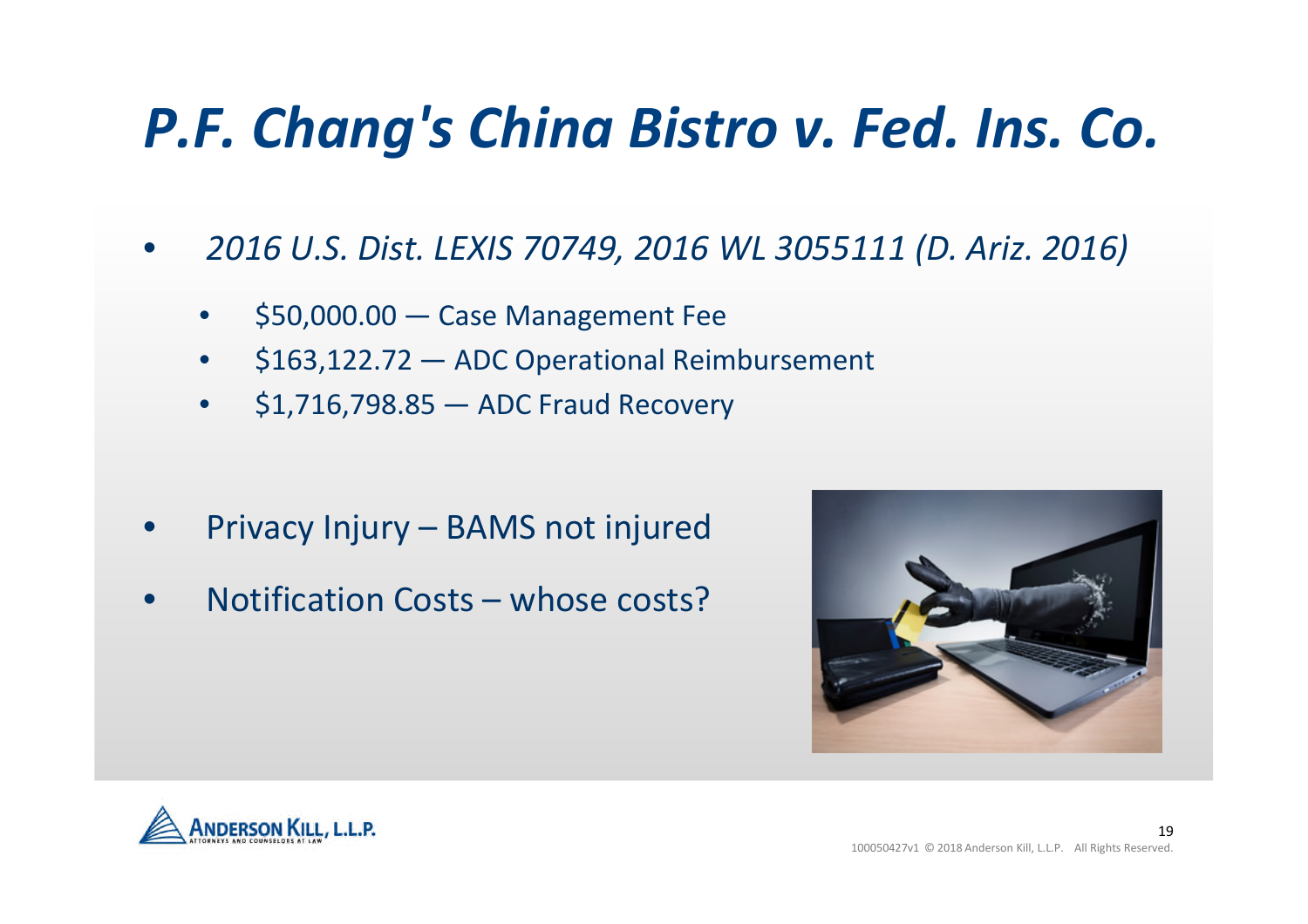# *P.F. Chang's China Bistro v. Fed. Ins. Co.*

- *2016 U.S. Dist. LEXIS 70749, 2016 WL 3055111 (D. Ariz. 2016)*
  - $50,000.00 — Case Management Fee
  - $163,122.72 — ADC Operational Reimbursement
  - $1,716,798.85 — ADC Fraud Recovery
- Privacy Injury – BAMS not injured
- Notification Costs – whose costs?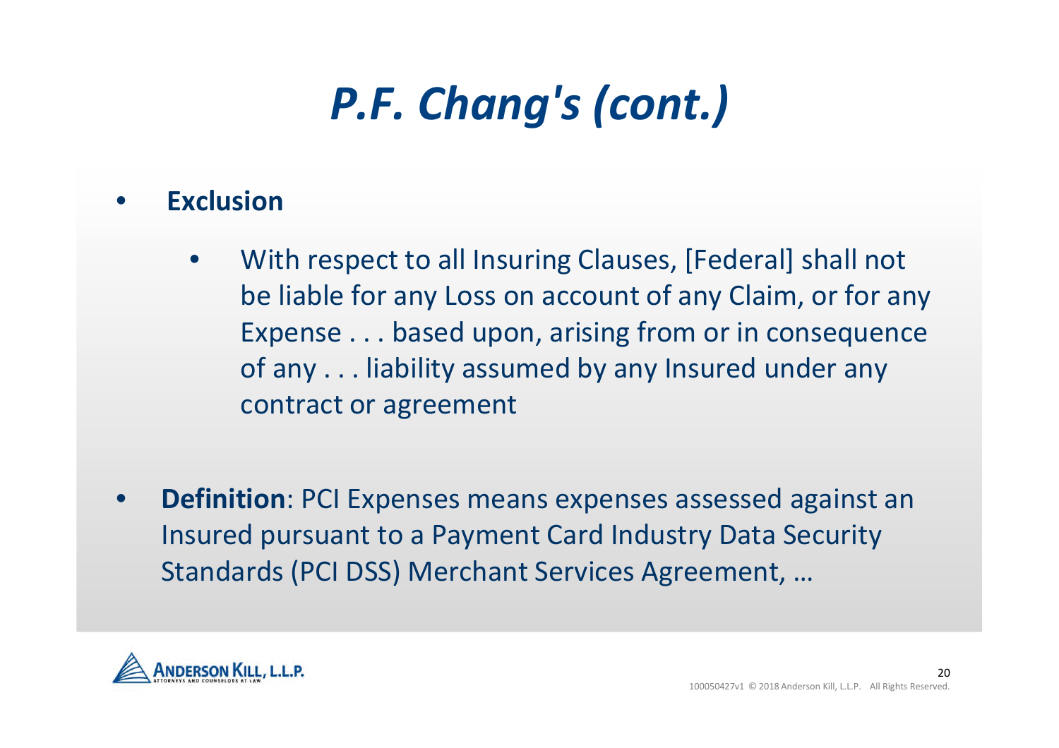# *P.F. Chang's (cont.)*

- **Exclusion**
  - With respect to all Insuring Clauses, [Federal] shall not be liable for any Loss on account of any Claim, or for any Expense . . . based upon, arising from or in consequence of any . . . liability assumed by any Insured under any contract or agreement

- **Definition**: PCI Expenses means expenses assessed against an Insured pursuant to a Payment Card Industry Data Security Standards (PCI DSS) Merchant Services Agreement, …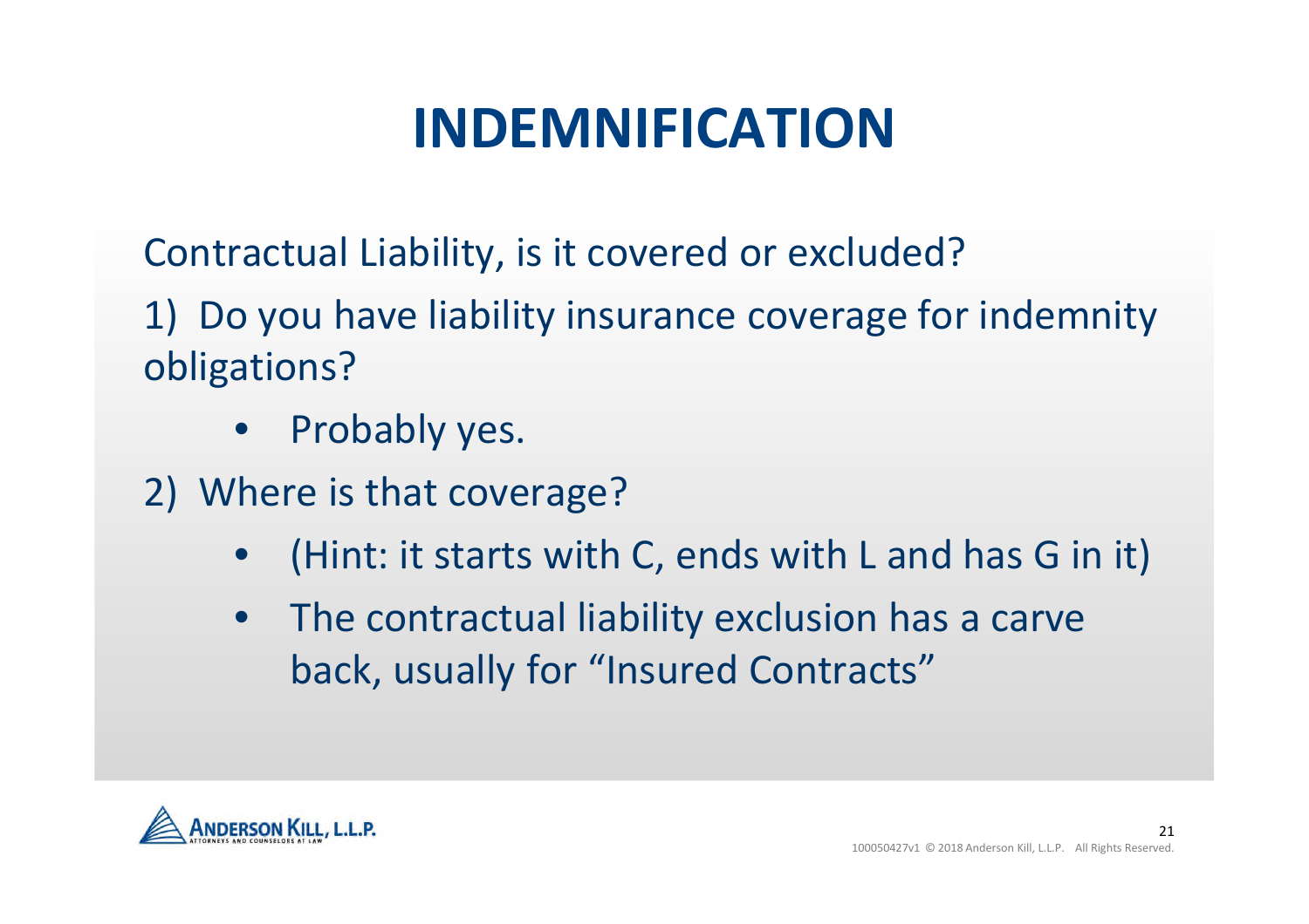# INDEMNIFICATION

Contractual Liability, is it covered or excluded?

1) Do you have liability insurance coverage for indemnity obligations?

- Probably yes.

2) Where is that coverage?

- (Hint: it starts with C, ends with L and has G in it)
- The contractual liability exclusion has a carve back, usually for "Insured Contracts"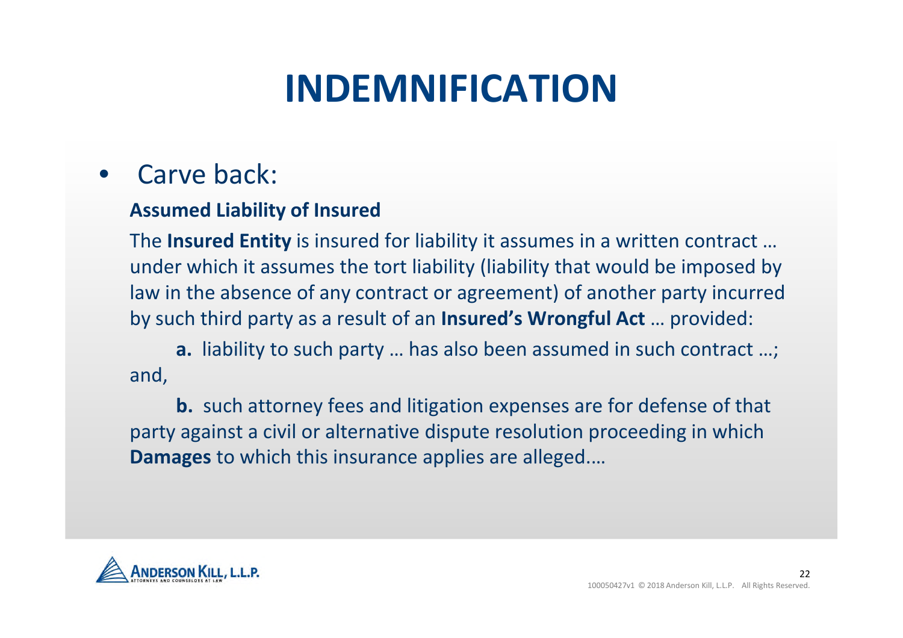# INDEMNIFICATION

- Carve back:

**Assumed Liability of Insured**

The **Insured Entity** is insured for liability it assumes in a written contract … under which it assumes the tort liability (liability that would be imposed by law in the absence of any contract or agreement) of another party incurred by such third party as a result of an **Insured's Wrongful Act** … provided:

**a.** liability to such party … has also been assumed in such contract …; and,

**b.** such attorney fees and litigation expenses are for defense of that party against a civil or alternative dispute resolution proceeding in which **Damages** to which this insurance applies are alleged.…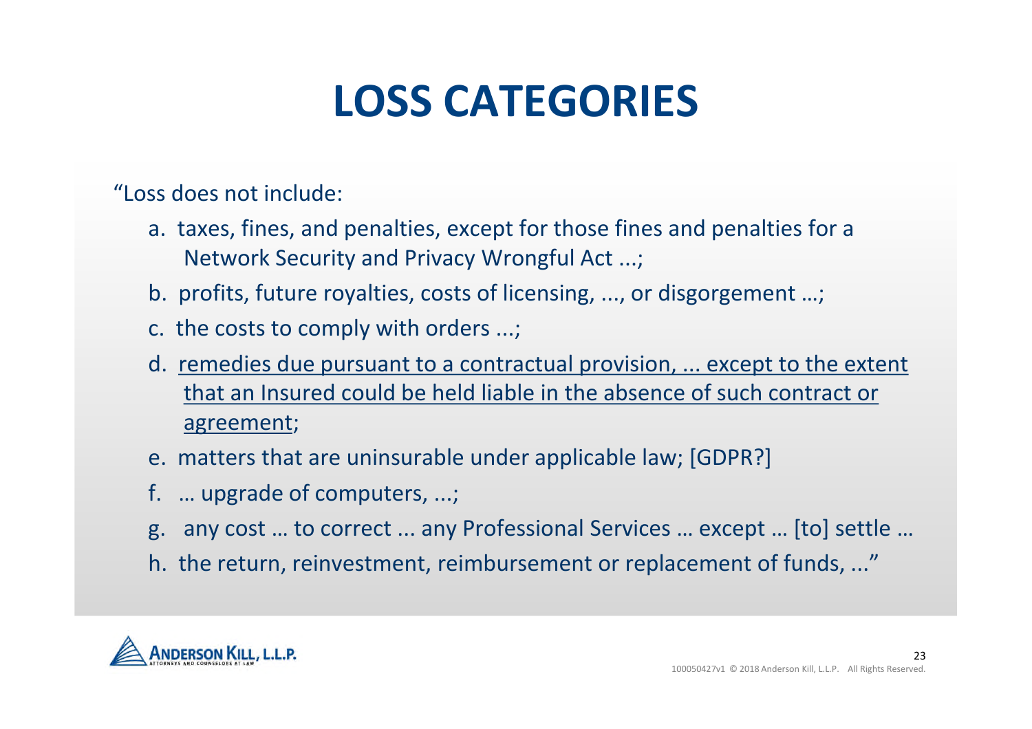# LOSS CATEGORIES

"Loss does not include:

a. taxes, fines, and penalties, except for those fines and penalties for a Network Security and Privacy Wrongful Act ...;

b. profits, future royalties, costs of licensing, ..., or disgorgement …;

c. the costs to comply with orders ...;

d. <u>remedies due pursuant to a contractual provision, ... except to the extent that an Insured could be held liable in the absence of such contract or agreement</u>;

e. matters that are uninsurable under applicable law; [GDPR?]

f. … upgrade of computers, ...;

g. any cost … to correct ... any Professional Services … except … [to] settle …

h. the return, reinvestment, reimbursement or replacement of funds, ..."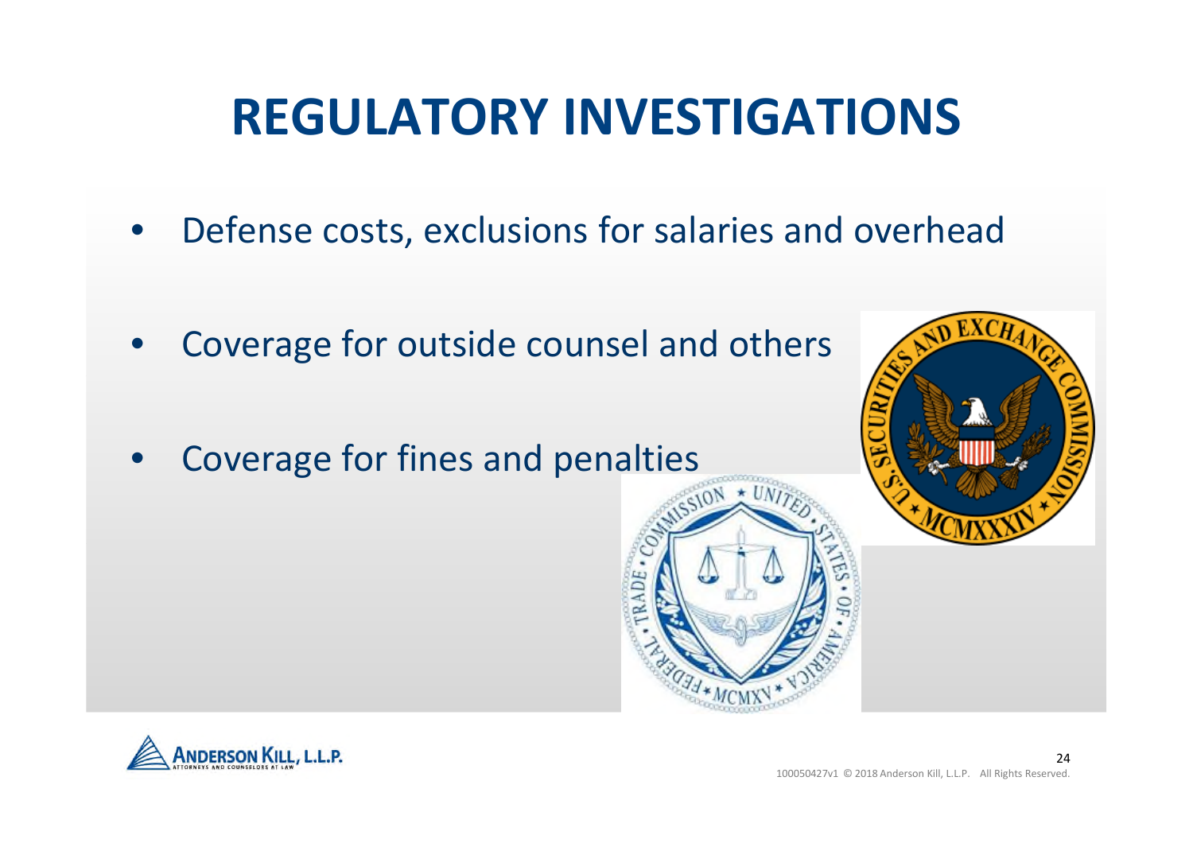# REGULATORY INVESTIGATIONS

- Defense costs, exclusions for salaries and overhead
- Coverage for outside counsel and others
- Coverage for fines and penalties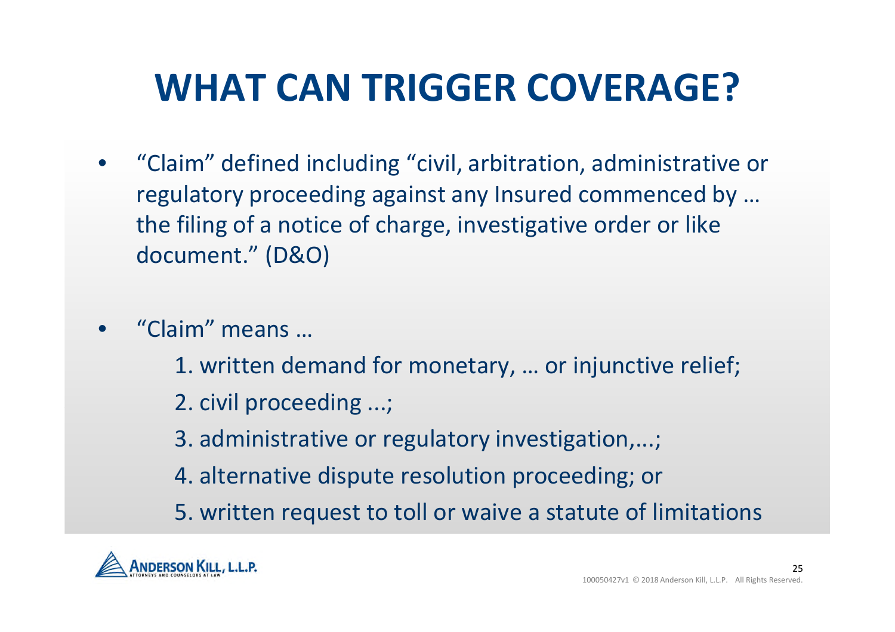# WHAT CAN TRIGGER COVERAGE?

- "Claim" defined including "civil, arbitration, administrative or regulatory proceeding against any Insured commenced by … the filing of a notice of charge, investigative order or like document." (D&O)

- "Claim" means …
    1. written demand for monetary, … or injunctive relief;
    2. civil proceeding ...;
    3. administrative or regulatory investigation,...;
    4. alternative dispute resolution proceeding; or
    5. written request to toll or waive a statute of limitations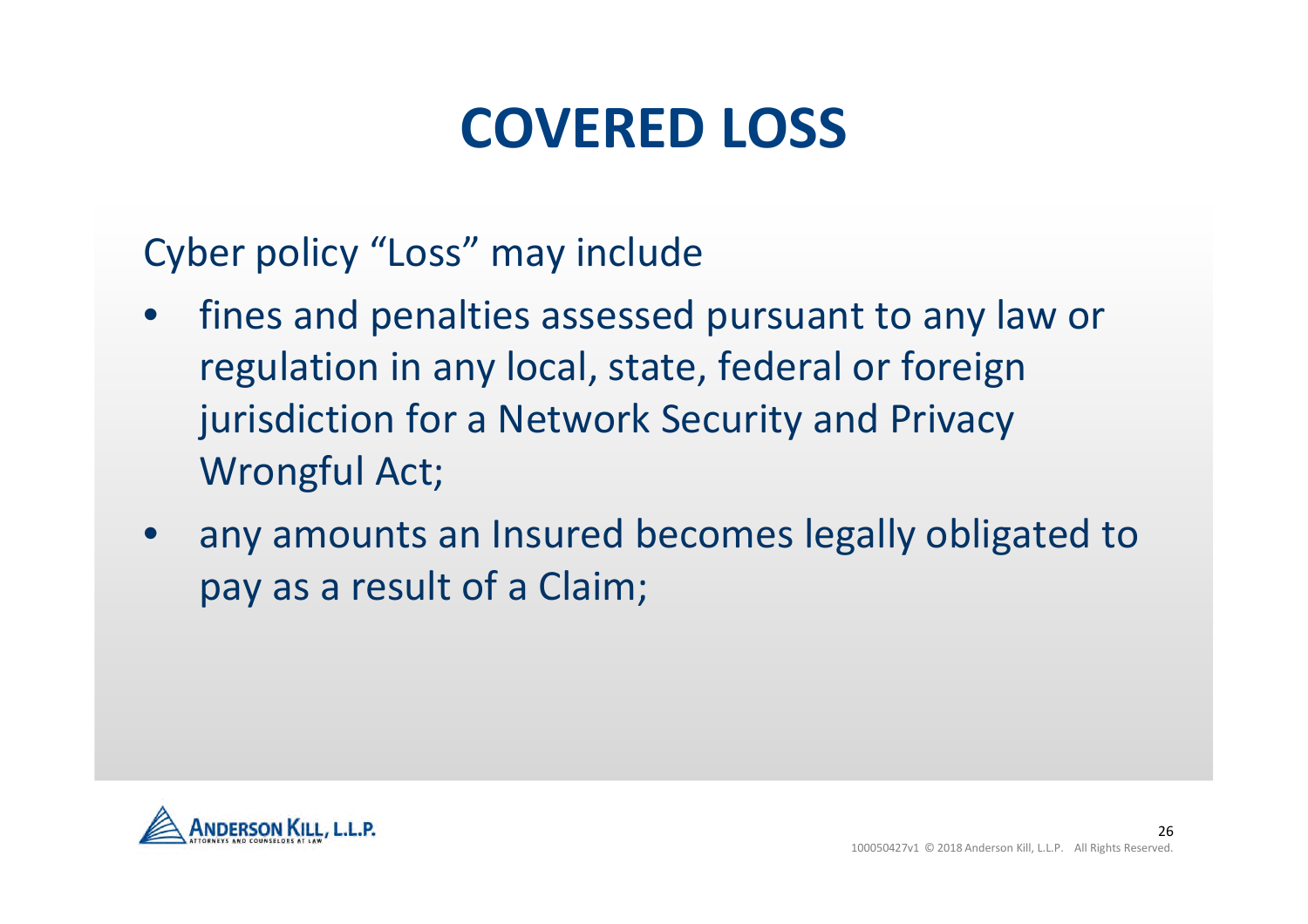# COVERED LOSS

Cyber policy “Loss” may include

- fines and penalties assessed pursuant to any law or regulation in any local, state, federal or foreign jurisdiction for a Network Security and Privacy Wrongful Act;
- any amounts an Insured becomes legally obligated to pay as a result of a Claim;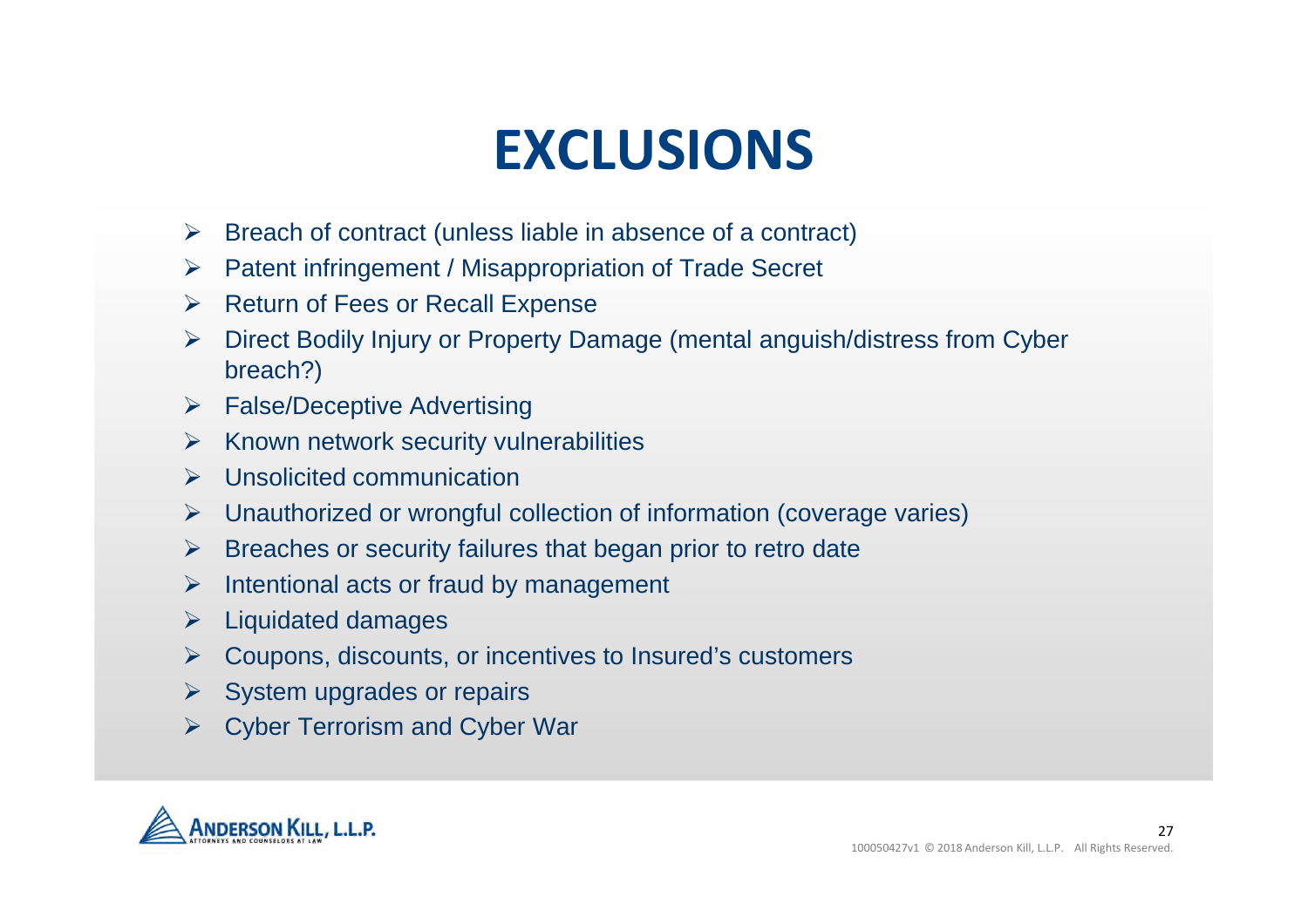# EXCLUSIONS

- Breach of contract (unless liable in absence of a contract)
- Patent infringement / Misappropriation of Trade Secret
- Return of Fees or Recall Expense
- Direct Bodily Injury or Property Damage (mental anguish/distress from Cyber breach?)
- False/Deceptive Advertising
- Known network security vulnerabilities
- Unsolicited communication
- Unauthorized or wrongful collection of information (coverage varies)
- Breaches or security failures that began prior to retro date
- Intentional acts or fraud by management
- Liquidated damages
- Coupons, discounts, or incentives to Insured's customers
- System upgrades or repairs
- Cyber Terrorism and Cyber War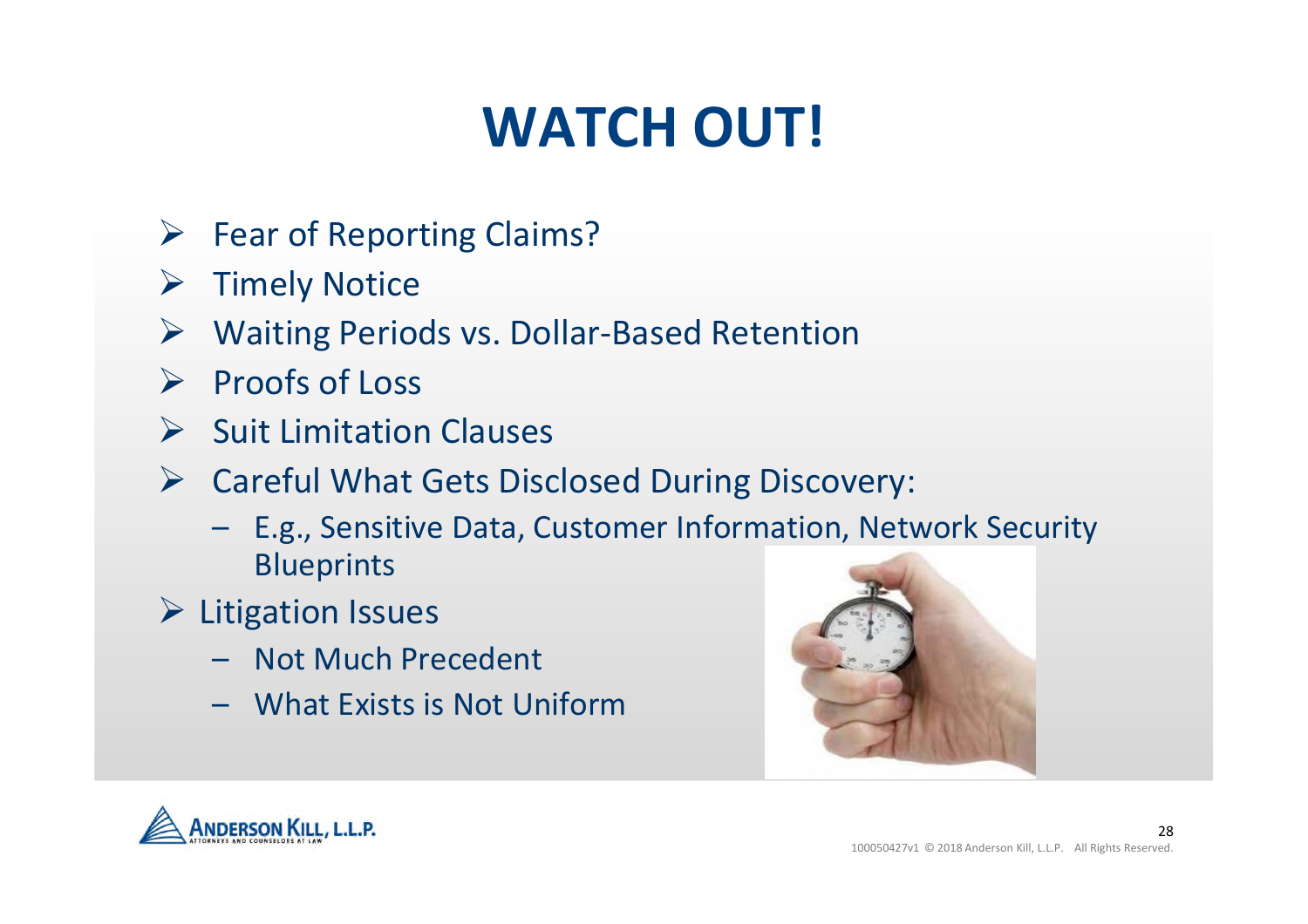# WATCH OUT!

- Fear of Reporting Claims?
- Timely Notice
- Waiting Periods vs. Dollar-Based Retention
- Proofs of Loss
- Suit Limitation Clauses
- Careful What Gets Disclosed During Discovery:
  - E.g., Sensitive Data, Customer Information, Network Security Blueprints
- Litigation Issues
  - Not Much Precedent
  - What Exists is Not Uniform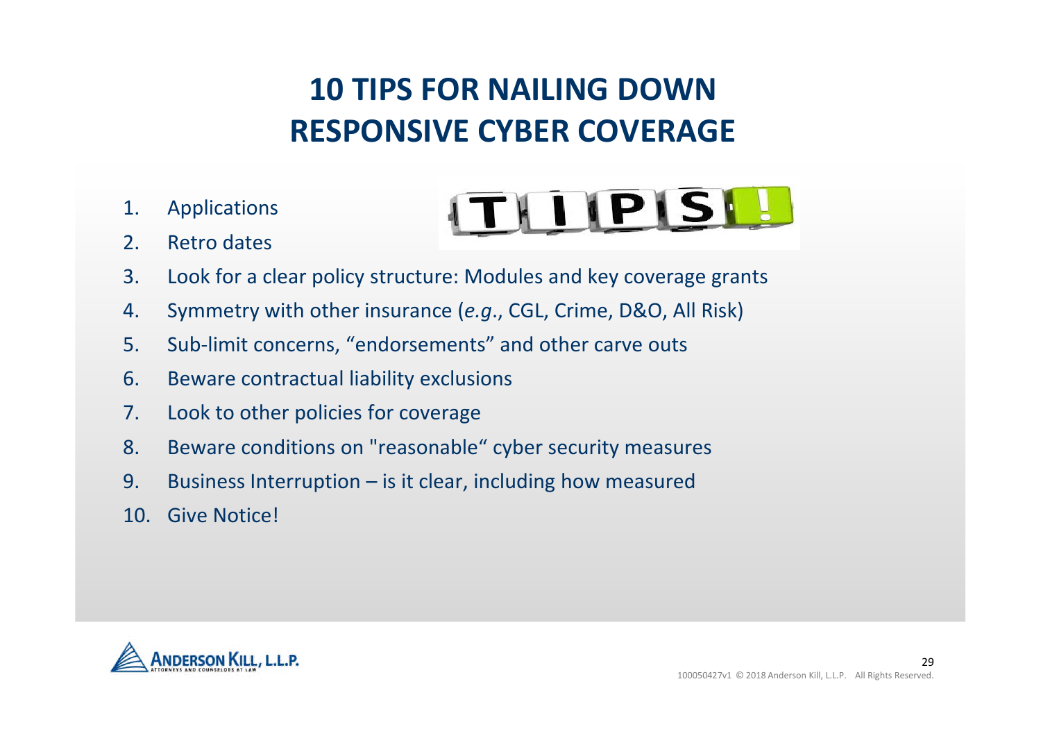# 10 TIPS FOR NAILING DOWN RESPONSIVE CYBER COVERAGE

1. Applications
2. Retro dates
3. Look for a clear policy structure: Modules and key coverage grants
4. Symmetry with other insurance (*e.g*., CGL, Crime, D&O, All Risk)
5. Sub-limit concerns, "endorsements" and other carve outs
6. Beware contractual liability exclusions
7. Look to other policies for coverage
8. Beware conditions on "reasonable" cyber security measures
9. Business Interruption – is it clear, including how measured
10. Give Notice!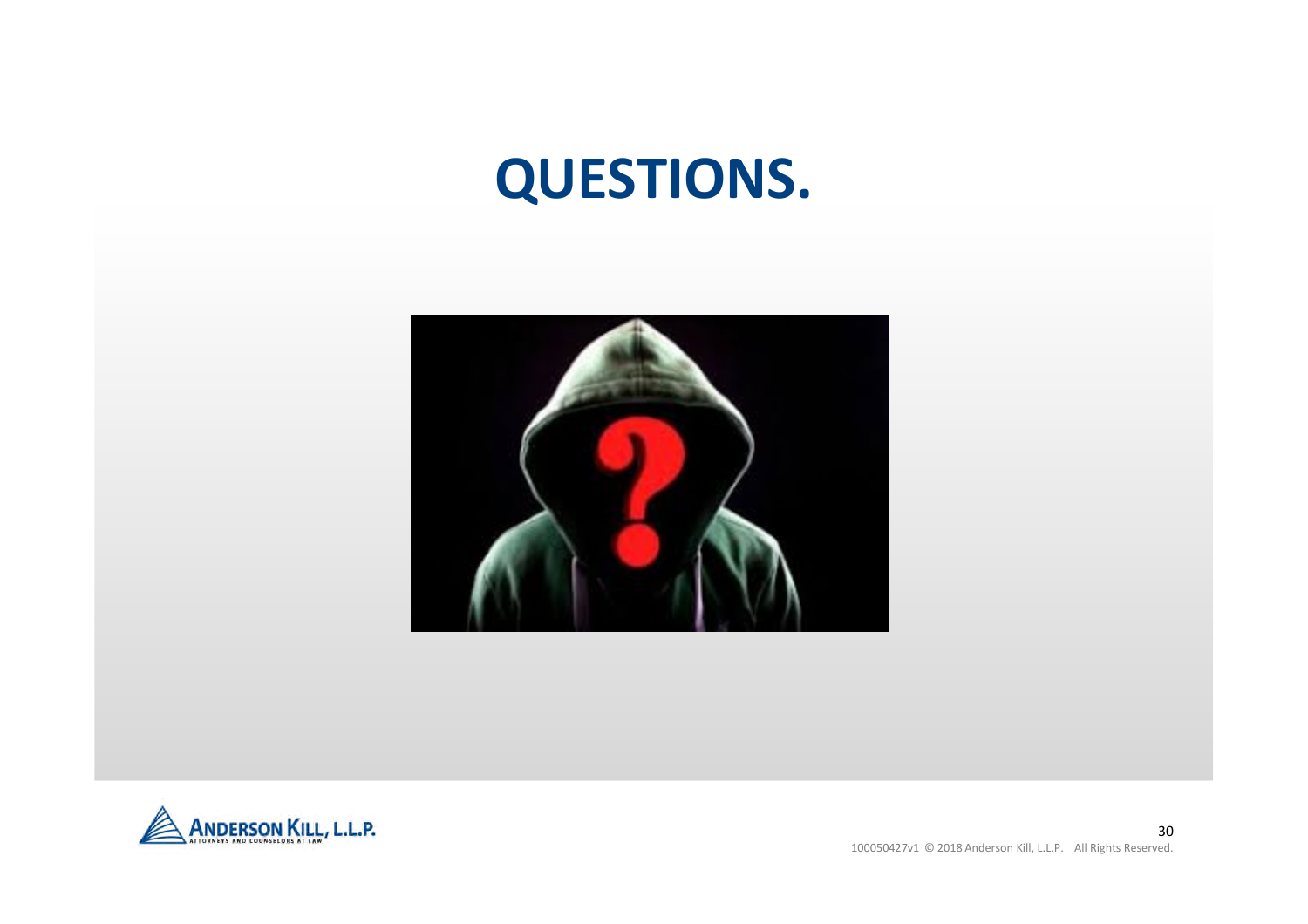# QUESTIONS.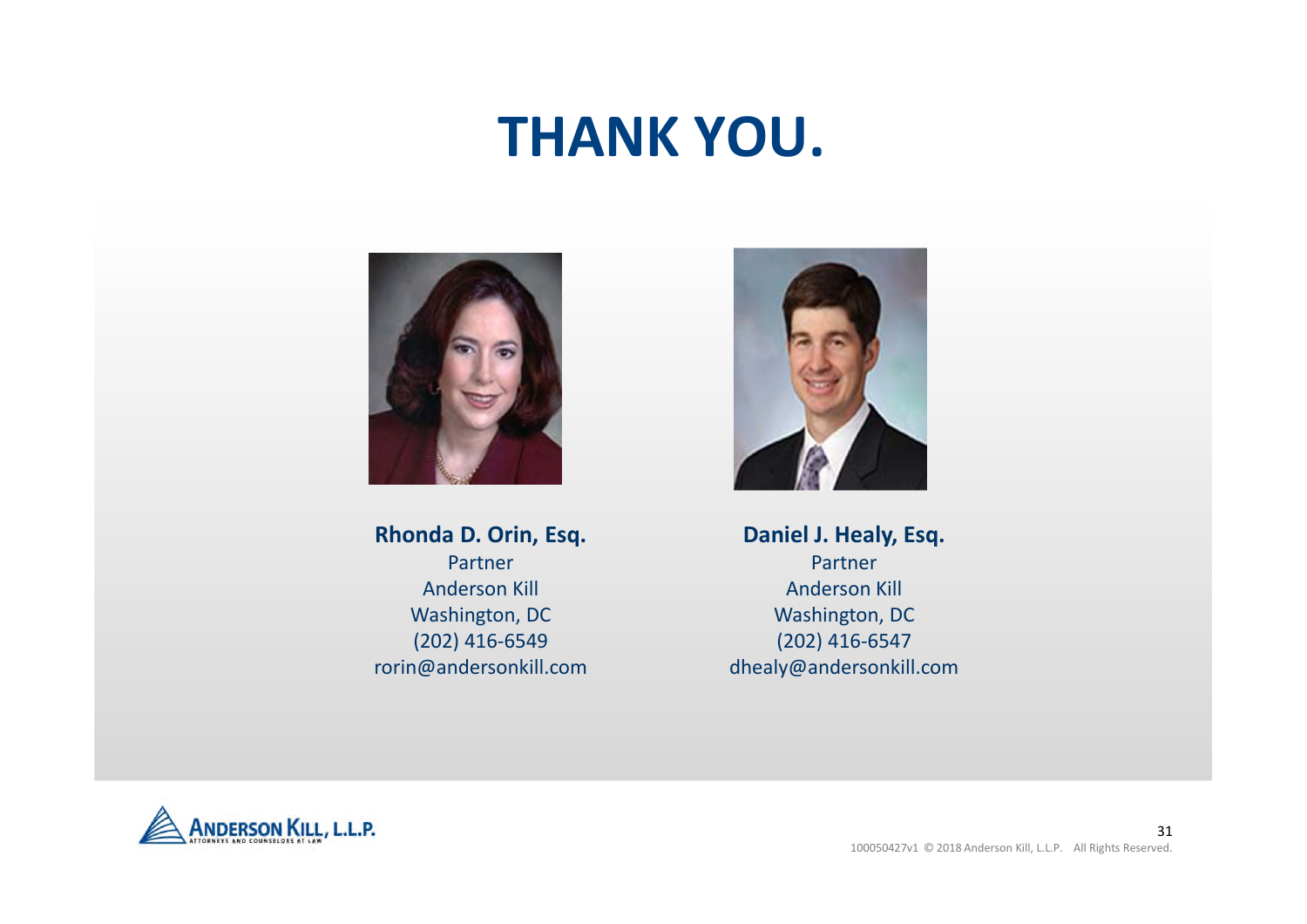# THANK YOU.

**Rhonda D. Orin, Esq.**
Partner
Anderson Kill
Washington, DC
(202) 416-6549
rorin@andersonkill.com

**Daniel J. Healy, Esq.**
Partner
Anderson Kill
Washington, DC
(202) 416-6547
dhealy@andersonkill.com

ANDERSON KILL, L.L.P.
ATTORNEYS AND COUNSELORS AT LAW

100050427v1 © 2018 Anderson Kill, L.L.P. All Rights Reserved.